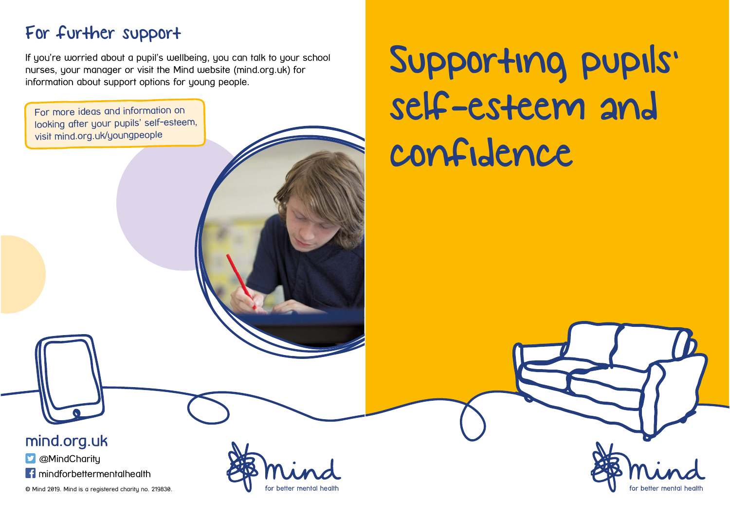## For further support

If you're worried about a pupil's wellbeing, you can talk to your school nurses, your manager or visit the Mind website (mind.org.uk) for information about support options for young people.

For more ideas and information on looking after your pupils' self-esteem, visit mind.org.uk/youngpeople

mind.org.uk

@MindCharity

mindforbettermentalhealth

© Mind 2019. Mind is a registered charity no. 219830.

mind for better mental health

# Supporting pupils' self-esteem and confidence

mind for better mental health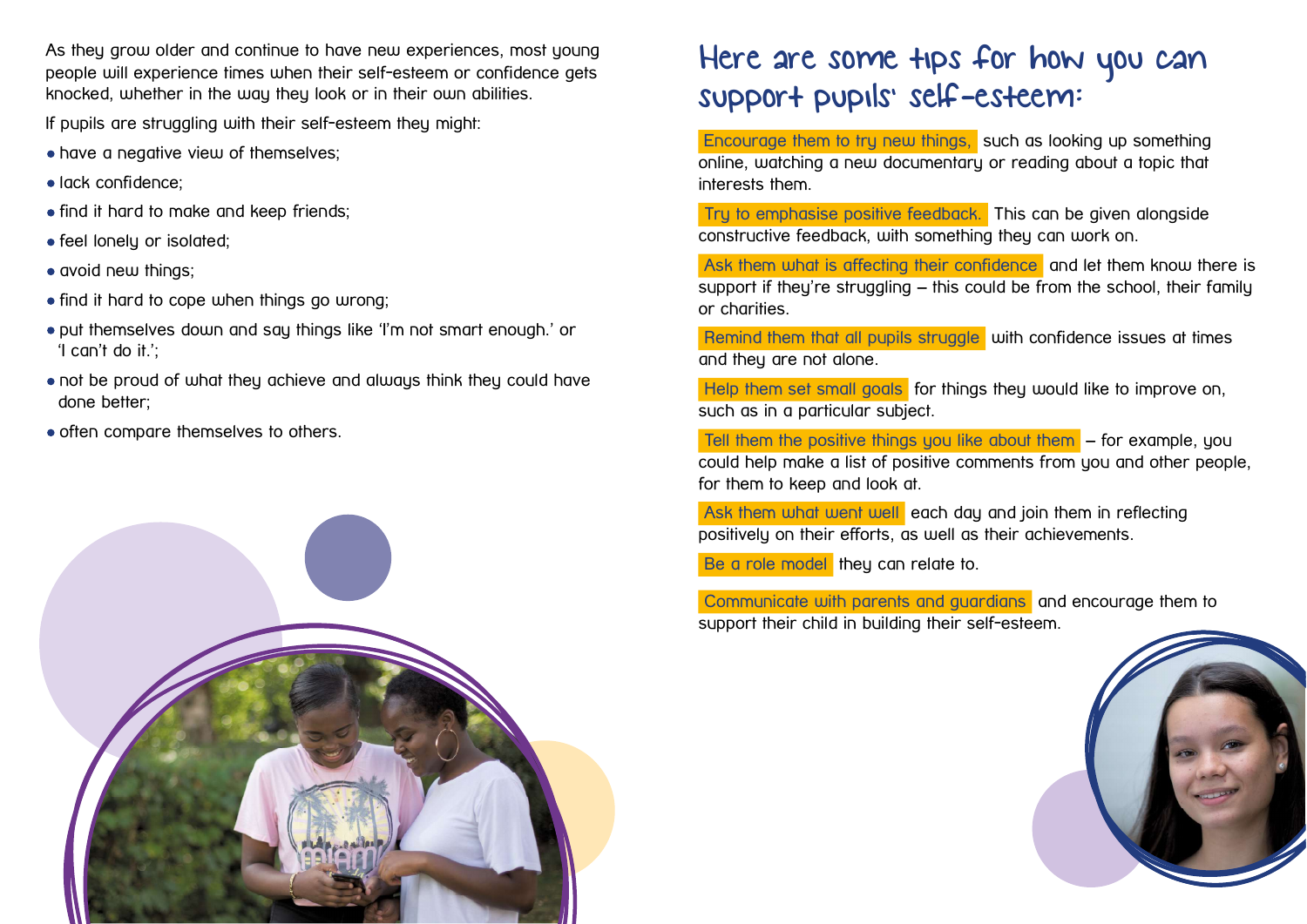As they grow older and continue to have new experiences, most young people will experience times when their self-esteem or confidence gets knocked, whether in the way they look or in their own abilities.

If pupils are struggling with their self-esteem they might:

- have a negative view of themselves;
- lack confidence;
- find it hard to make and keep friends;
- feel lonely or isolated;
- avoid new things;
- find it hard to cope when things go wrong;
- put themselves down and say things like 'I'm not smart enough.' or 'I can't do it.';
- not be proud of what they achieve and always think they could have done better;
- often compare themselves to others.

## Here are some tips for how you can support pupils' self-esteem:

**Encourage them to try new things,** such as looking up something online, watching a new documentary or reading about a topic that interests them.

**Try to emphasise positive feedback.** This can be given alongside constructive feedback, with something they can work on.

**Ask them what is affecting their confidence** and let them know there is support if they're struggling – this could be from the school, their family or charities.

**Remind them that all pupils struggle** with confidence issues at times and they are not alone.

**Help them set small goals** for things they would like to improve on, such as in a particular subject.

**Tell them the positive things you like about them** – for example, you could help make a list of positive comments from you and other people, for them to keep and look at.

**Ask them what went well** each day and join them in reflecting positively on their efforts, as well as their achievements.

**Be a role model** they can relate to.

**Communicate with parents and guardians** and encourage them to support their child in building their self-esteem.